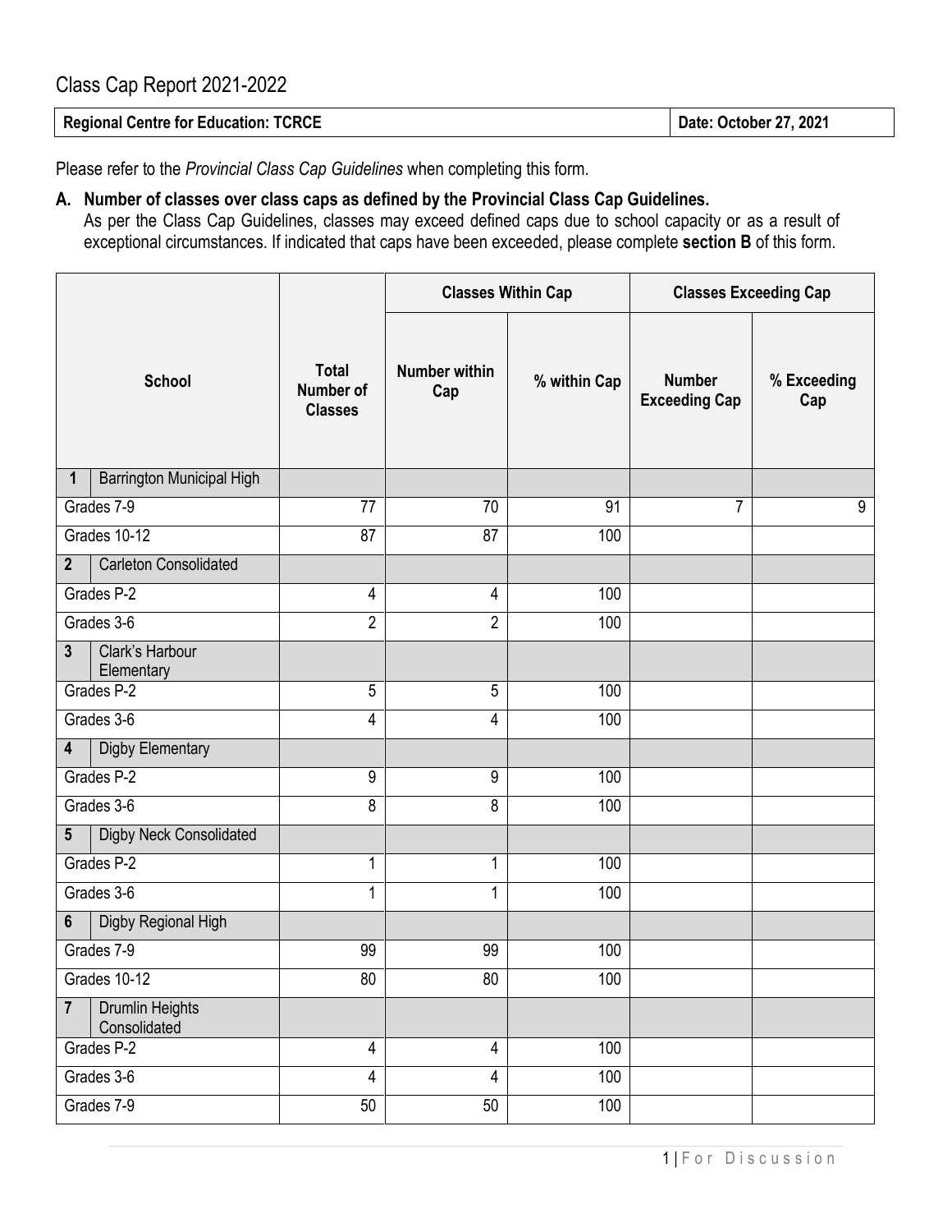# Class Cap Report 2021-2022

| **Regional Centre for Education: TCRCE** | **Date: October 27, 2021** |
|---|---|

Please refer to the *Provincial Class Cap Guidelines* when completing this form.

**A. Number of classes over class caps as defined by the Provincial Class Cap Guidelines.**
As per the Class Cap Guidelines, classes may exceed defined caps due to school capacity or as a result of exceptional circumstances. If indicated that caps have been exceeded, please complete **section B** of this form.

| School | | Total Number of Classes | Classes Within Cap | | Classes Exceeding Cap | |
|---|---|---|---|---|---|---|
| | | | Number within Cap | % within Cap | Number Exceeding Cap | % Exceeding Cap |
| **1** | Barrington Municipal High | | | | | |
| Grades 7-9 | | 77 | 70 | 91 | 7 | 9 |
| Grades 10-12 | | 87 | 87 | 100 | | |
| **2** | Carleton Consolidated | | | | | |
| Grades P-2 | | 4 | 4 | 100 | | |
| Grades 3-6 | | 2 | 2 | 100 | | |
| **3** | Clark's Harbour Elementary | | | | | |
| Grades P-2 | | 5 | 5 | 100 | | |
| Grades 3-6 | | 4 | 4 | 100 | | |
| **4** | Digby Elementary | | | | | |
| Grades P-2 | | 9 | 9 | 100 | | |
| Grades 3-6 | | 8 | 8 | 100 | | |
| **5** | Digby Neck Consolidated | | | | | |
| Grades P-2 | | 1 | 1 | 100 | | |
| Grades 3-6 | | 1 | 1 | 100 | | |
| **6** | Digby Regional High | | | | | |
| Grades 7-9 | | 99 | 99 | 100 | | |
| Grades 10-12 | | 80 | 80 | 100 | | |
| **7** | Drumlin Heights Consolidated | | | | | |
| Grades P-2 | | 4 | 4 | 100 | | |
| Grades 3-6 | | 4 | 4 | 100 | | |
| Grades 7-9 | | 50 | 50 | 100 | | |

For Discussion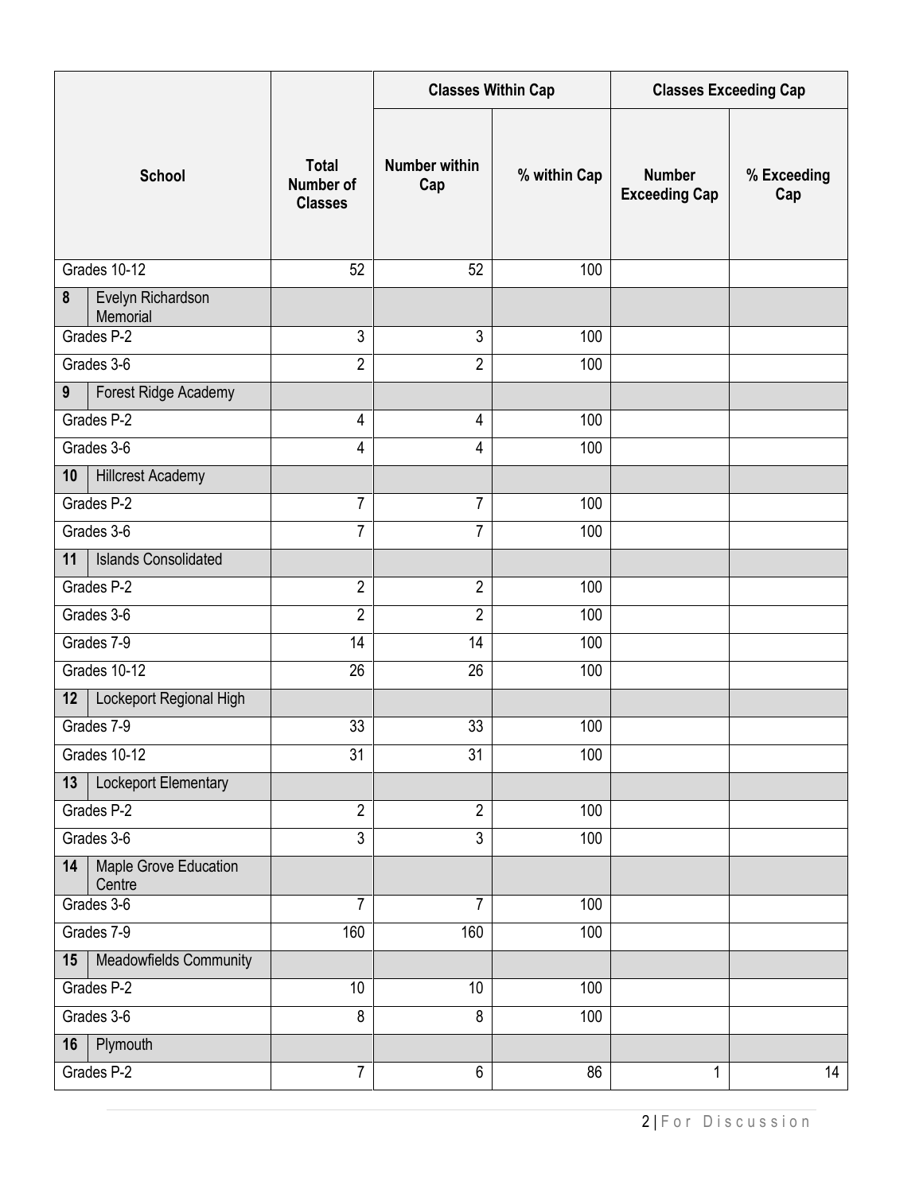| School | | Total Number of Classes | Classes Within Cap | | Classes Exceeding Cap | |
|---|---|---|---|---|---|---|
| | | | Number within Cap | % within Cap | Number Exceeding Cap | % Exceeding Cap |
| Grades 10-12 | | 52 | 52 | 100 | | |
| 8 | Evelyn Richardson Memorial | | | | | |
| Grades P-2 | | 3 | 3 | 100 | | |
| Grades 3-6 | | 2 | 2 | 100 | | |
| 9 | Forest Ridge Academy | | | | | |
| Grades P-2 | | 4 | 4 | 100 | | |
| Grades 3-6 | | 4 | 4 | 100 | | |
| 10 | Hillcrest Academy | | | | | |
| Grades P-2 | | 7 | 7 | 100 | | |
| Grades 3-6 | | 7 | 7 | 100 | | |
| 11 | Islands Consolidated | | | | | |
| Grades P-2 | | 2 | 2 | 100 | | |
| Grades 3-6 | | 2 | 2 | 100 | | |
| Grades 7-9 | | 14 | 14 | 100 | | |
| Grades 10-12 | | 26 | 26 | 100 | | |
| 12 | Lockeport Regional High | | | | | |
| Grades 7-9 | | 33 | 33 | 100 | | |
| Grades 10-12 | | 31 | 31 | 100 | | |
| 13 | Lockeport Elementary | | | | | |
| Grades P-2 | | 2 | 2 | 100 | | |
| Grades 3-6 | | 3 | 3 | 100 | | |
| 14 | Maple Grove Education Centre | | | | | |
| Grades 3-6 | | 7 | 7 | 100 | | |
| Grades 7-9 | | 160 | 160 | 100 | | |
| 15 | Meadowfields Community | | | | | |
| Grades P-2 | | 10 | 10 | 100 | | |
| Grades 3-6 | | 8 | 8 | 100 | | |
| 16 | Plymouth | | | | | |
| Grades P-2 | | 7 | 6 | 86 | 1 | 14 |

For Discussion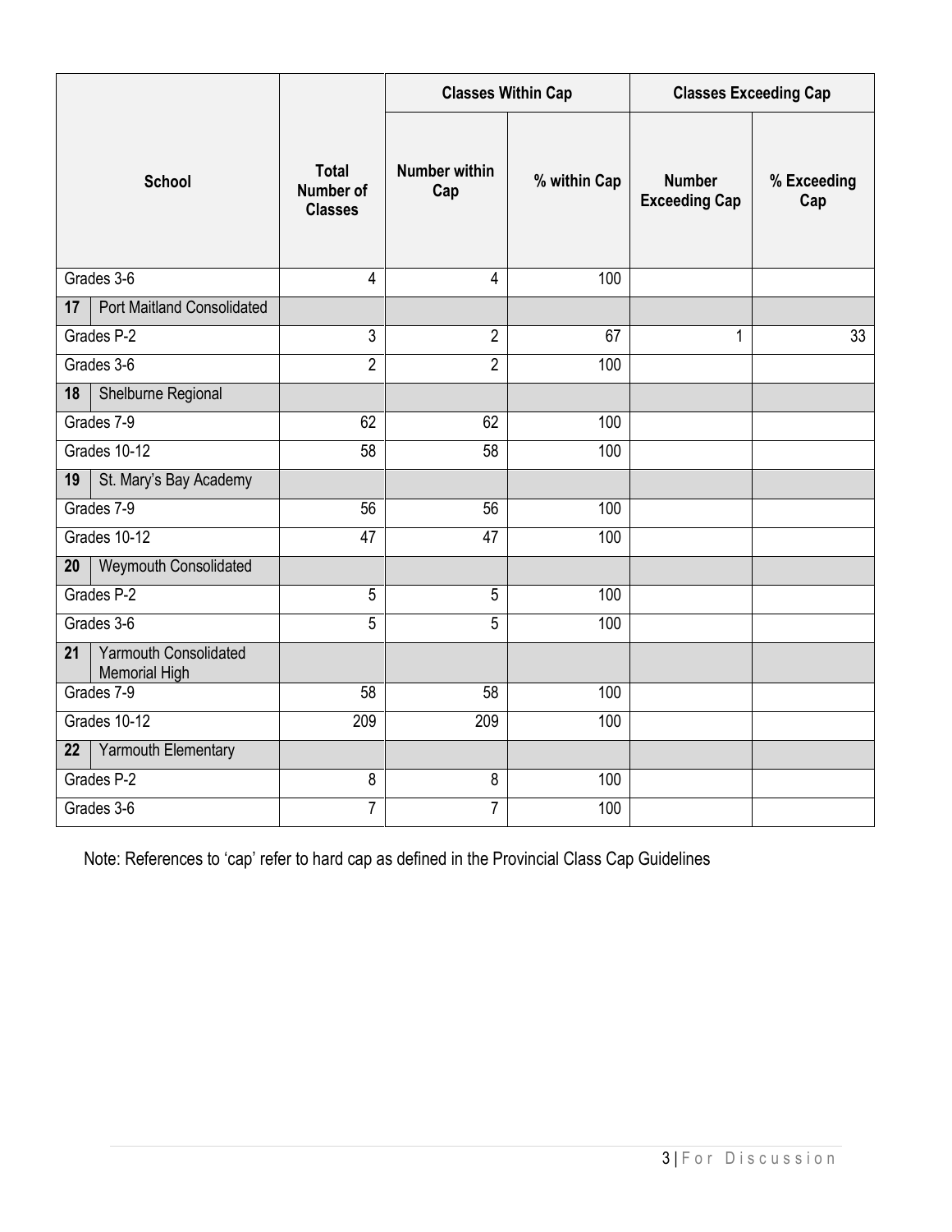| School | Total Number of Classes | Classes Within Cap | | Classes Exceeding Cap | |
|---|---|---|---|---|---|
| | | Number within Cap | % within Cap | Number Exceeding Cap | % Exceeding Cap |
| Grades 3-6 | 4 | 4 | 100 | | |
| **17** Port Maitland Consolidated | | | | | |
| Grades P-2 | 3 | 2 | 67 | 1 | 33 |
| Grades 3-6 | 2 | 2 | 100 | | |
| **18** Shelburne Regional | | | | | |
| Grades 7-9 | 62 | 62 | 100 | | |
| Grades 10-12 | 58 | 58 | 100 | | |
| **19** St. Mary's Bay Academy | | | | | |
| Grades 7-9 | 56 | 56 | 100 | | |
| Grades 10-12 | 47 | 47 | 100 | | |
| **20** Weymouth Consolidated | | | | | |
| Grades P-2 | 5 | 5 | 100 | | |
| Grades 3-6 | 5 | 5 | 100 | | |
| **21** Yarmouth Consolidated Memorial High | | | | | |
| Grades 7-9 | 58 | 58 | 100 | | |
| Grades 10-12 | 209 | 209 | 100 | | |
| **22** Yarmouth Elementary | | | | | |
| Grades P-2 | 8 | 8 | 100 | | |
| Grades 3-6 | 7 | 7 | 100 | | |

Note: References to 'cap' refer to hard cap as defined in the Provincial Class Cap Guidelines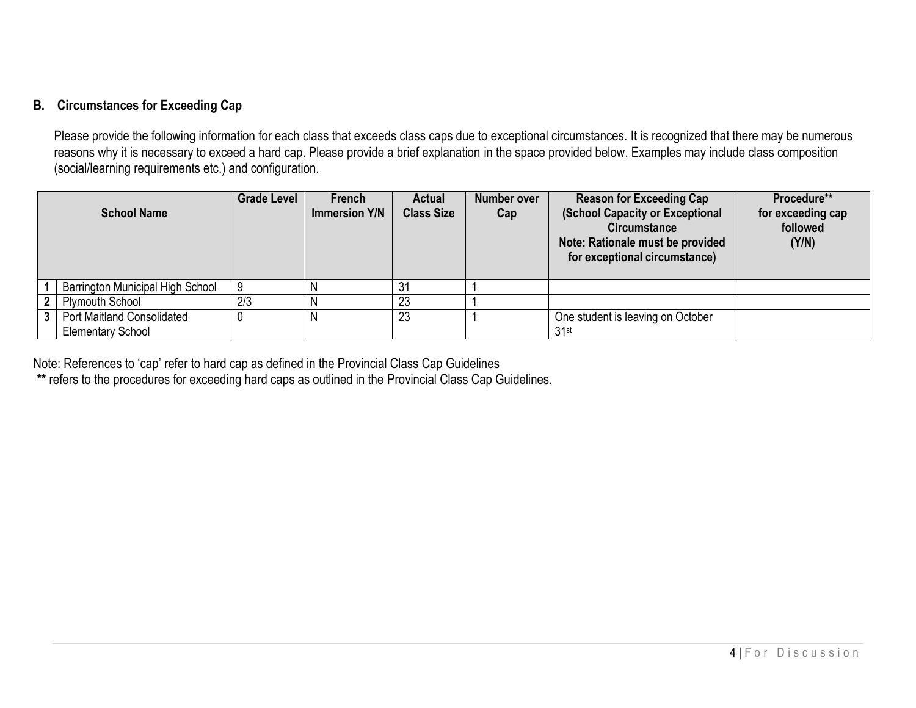### B. Circumstances for Exceeding Cap

Please provide the following information for each class that exceeds class caps due to exceptional circumstances. It is recognized that there may be numerous reasons why it is necessary to exceed a hard cap. Please provide a brief explanation in the space provided below. Examples may include class composition (social/learning requirements etc.) and configuration.

| | School Name | Grade Level | French Immersion Y/N | Actual Class Size | Number over Cap | Reason for Exceeding Cap (School Capacity or Exceptional Circumstance Note: Rationale must be provided for exceptional circumstance) | Procedure** for exceeding cap followed (Y/N) |
|---|---|---|---|---|---|---|---|
| 1 | Barrington Municipal High School | 9 | N | 31 | 1 | | |
| 2 | Plymouth School | 2/3 | N | 23 | 1 | | |
| 3 | Port Maitland Consolidated Elementary School | 0 | N | 23 | 1 | One student is leaving on October 31st | |

Note: References to 'cap' refer to hard cap as defined in the Provincial Class Cap Guidelines

** refers to the procedures for exceeding hard caps as outlined in the Provincial Class Cap Guidelines.